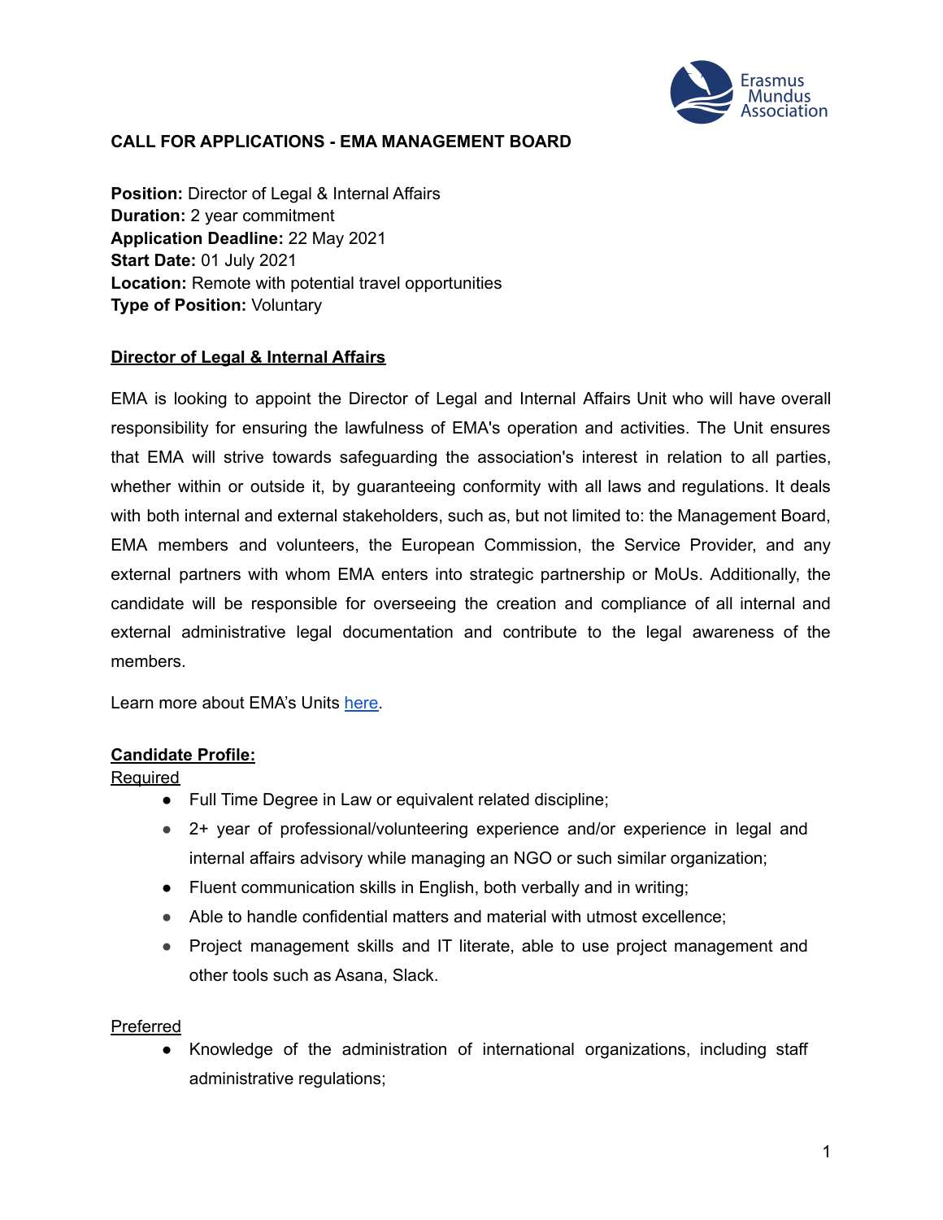# CALL FOR APPLICATIONS - EMA MANAGEMENT BOARD

**Position:** Director of Legal & Internal Affairs
**Duration:** 2 year commitment
**Application Deadline:** 22 May 2021
**Start Date:** 01 July 2021
**Location:** Remote with potential travel opportunities
**Type of Position:** Voluntary

## Director of Legal & Internal Affairs

EMA is looking to appoint the Director of Legal and Internal Affairs Unit who will have overall responsibility for ensuring the lawfulness of EMA's operation and activities. The Unit ensures that EMA will strive towards safeguarding the association's interest in relation to all parties, whether within or outside it, by guaranteeing conformity with all laws and regulations. It deals with both internal and external stakeholders, such as, but not limited to: the Management Board, EMA members and volunteers, the European Commission, the Service Provider, and any external partners with whom EMA enters into strategic partnership or MoUs. Additionally, the candidate will be responsible for overseeing the creation and compliance of all internal and external administrative legal documentation and contribute to the legal awareness of the members.

Learn more about EMA's Units here.

## Candidate Profile:

Required

- Full Time Degree in Law or equivalent related discipline;
- 2+ year of professional/volunteering experience and/or experience in legal and internal affairs advisory while managing an NGO or such similar organization;
- Fluent communication skills in English, both verbally and in writing;
- Able to handle confidential matters and material with utmost excellence;
- Project management skills and IT literate, able to use project management and other tools such as Asana, Slack.

Preferred

- Knowledge of the administration of international organizations, including staff administrative regulations;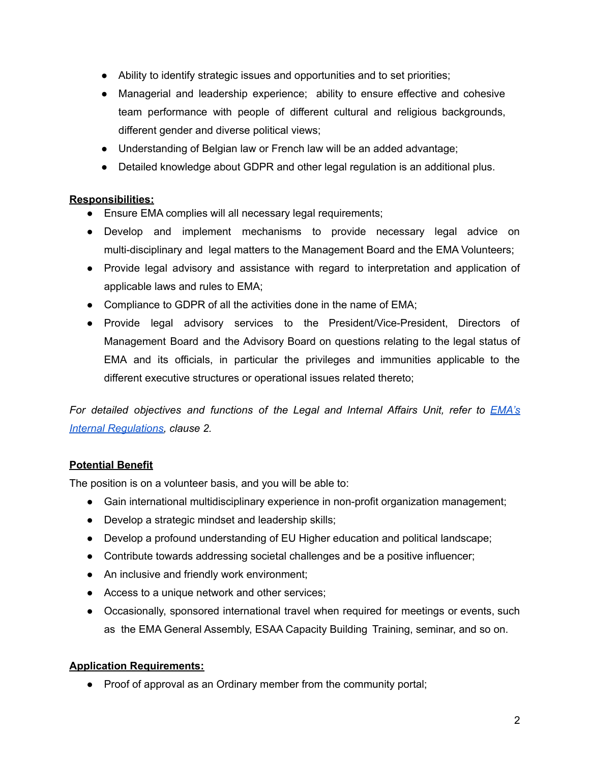- Ability to identify strategic issues and opportunities and to set priorities;
- Managerial and leadership experience; ability to ensure effective and cohesive team performance with people of different cultural and religious backgrounds, different gender and diverse political views;
- Understanding of Belgian law or French law will be an added advantage;
- Detailed knowledge about GDPR and other legal regulation is an additional plus.

**Responsibilities:**

- Ensure EMA complies will all necessary legal requirements;
- Develop and implement mechanisms to provide necessary legal advice on multi-disciplinary and legal matters to the Management Board and the EMA Volunteers;
- Provide legal advisory and assistance with regard to interpretation and application of applicable laws and rules to EMA;
- Compliance to GDPR of all the activities done in the name of EMA;
- Provide legal advisory services to the President/Vice-President, Directors of Management Board and the Advisory Board on questions relating to the legal status of EMA and its officials, in particular the privileges and immunities applicable to the different executive structures or operational issues related thereto;

*For detailed objectives and functions of the Legal and Internal Affairs Unit, refer to EMA's Internal Regulations, clause 2.*

**Potential Benefit**

The position is on a volunteer basis, and you will be able to:

- Gain international multidisciplinary experience in non-profit organization management;
- Develop a strategic mindset and leadership skills;
- Develop a profound understanding of EU Higher education and political landscape;
- Contribute towards addressing societal challenges and be a positive influencer;
- An inclusive and friendly work environment;
- Access to a unique network and other services;
- Occasionally, sponsored international travel when required for meetings or events, such as the EMA General Assembly, ESAA Capacity Building Training, seminar, and so on.

**Application Requirements:**

- Proof of approval as an Ordinary member from the community portal;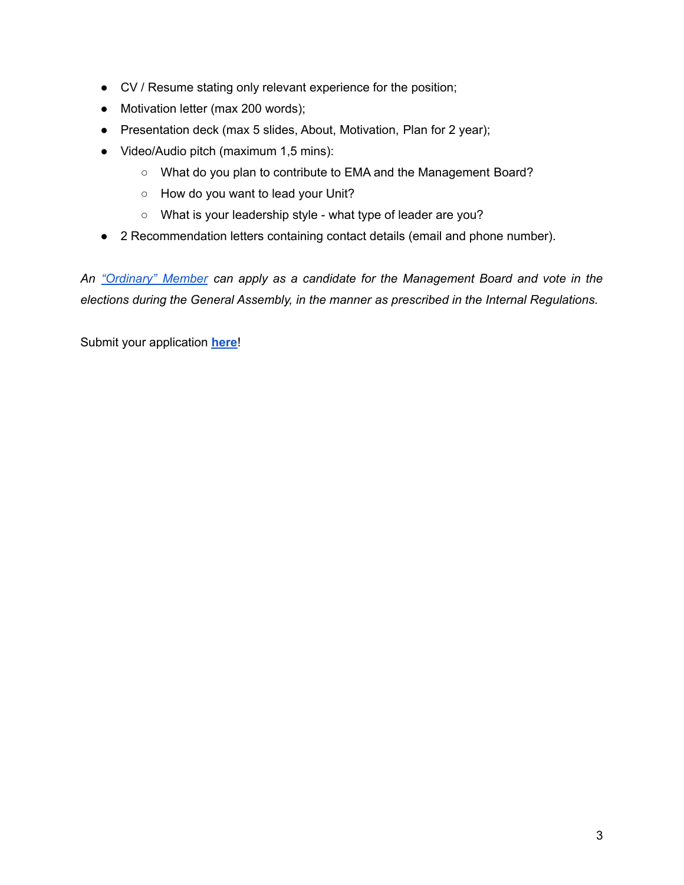- CV / Resume stating only relevant experience for the position;
- Motivation letter (max 200 words);
- Presentation deck (max 5 slides, About, Motivation, Plan for 2 year);
- Video/Audio pitch (maximum 1,5 mins):
  - What do you plan to contribute to EMA and the Management Board?
  - How do you want to lead your Unit?
  - What is your leadership style - what type of leader are you?
- 2 Recommendation letters containing contact details (email and phone number).

*An “Ordinary” Member can apply as a candidate for the Management Board and vote in the elections during the General Assembly, in the manner as prescribed in the Internal Regulations.*

Submit your application **here**!